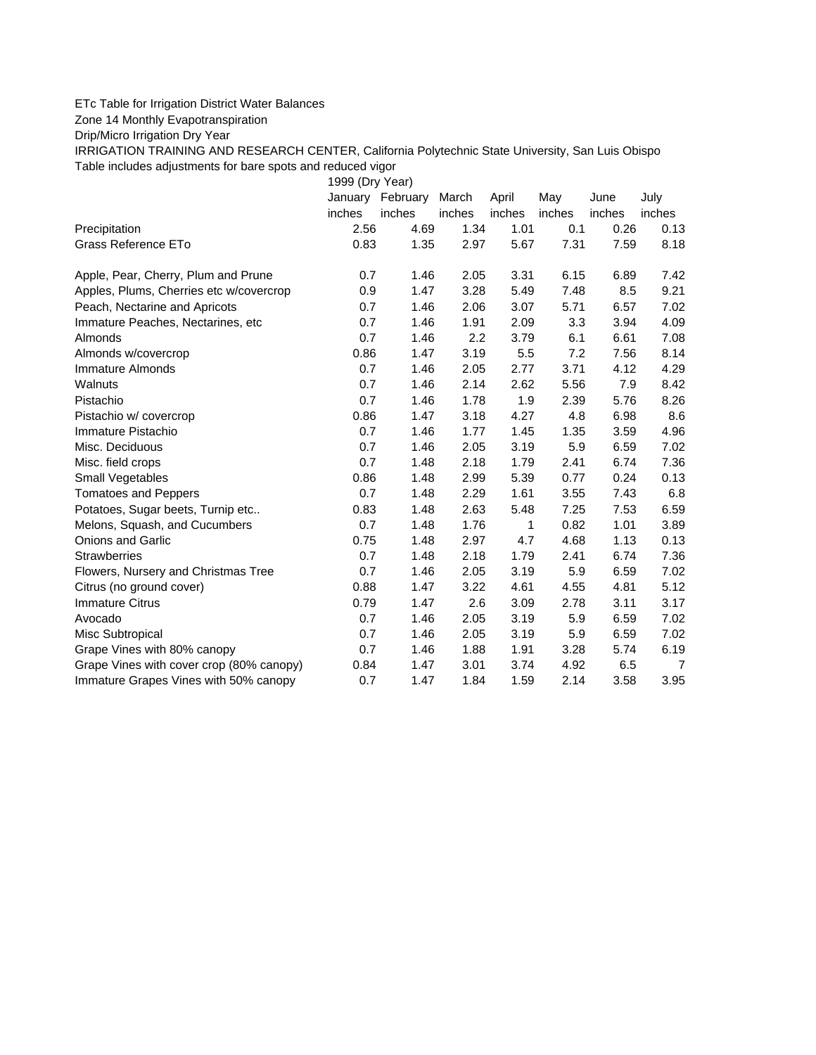ETc Table for Irrigation District Water Balances

Zone 14 Monthly Evapotranspiration

Drip/Micro Irrigation Dry Year

IRRIGATION TRAINING AND RESEARCH CENTER, California Polytechnic State University, San Luis Obispo

Table includes adjustments for bare spots and reduced vigor

| | 1999 (Dry Year) | | | | | | |
|---|---|---|---|---|---|---|---|
| | January | February | March | April | May | June | July |
| | inches | inches | inches | inches | inches | inches | inches |
| Precipitation | 2.56 | 4.69 | 1.34 | 1.01 | 0.1 | 0.26 | 0.13 |
| Grass Reference ETo | 0.83 | 1.35 | 2.97 | 5.67 | 7.31 | 7.59 | 8.18 |
| | | | | | | | |
| Apple, Pear, Cherry, Plum and Prune | 0.7 | 1.46 | 2.05 | 3.31 | 6.15 | 6.89 | 7.42 |
| Apples, Plums, Cherries etc w/covercrop | 0.9 | 1.47 | 3.28 | 5.49 | 7.48 | 8.5 | 9.21 |
| Peach, Nectarine and Apricots | 0.7 | 1.46 | 2.06 | 3.07 | 5.71 | 6.57 | 7.02 |
| Immature Peaches, Nectarines, etc | 0.7 | 1.46 | 1.91 | 2.09 | 3.3 | 3.94 | 4.09 |
| Almonds | 0.7 | 1.46 | 2.2 | 3.79 | 6.1 | 6.61 | 7.08 |
| Almonds w/covercrop | 0.86 | 1.47 | 3.19 | 5.5 | 7.2 | 7.56 | 8.14 |
| Immature Almonds | 0.7 | 1.46 | 2.05 | 2.77 | 3.71 | 4.12 | 4.29 |
| Walnuts | 0.7 | 1.46 | 2.14 | 2.62 | 5.56 | 7.9 | 8.42 |
| Pistachio | 0.7 | 1.46 | 1.78 | 1.9 | 2.39 | 5.76 | 8.26 |
| Pistachio w/ covercrop | 0.86 | 1.47 | 3.18 | 4.27 | 4.8 | 6.98 | 8.6 |
| Immature Pistachio | 0.7 | 1.46 | 1.77 | 1.45 | 1.35 | 3.59 | 4.96 |
| Misc. Deciduous | 0.7 | 1.46 | 2.05 | 3.19 | 5.9 | 6.59 | 7.02 |
| Misc. field crops | 0.7 | 1.48 | 2.18 | 1.79 | 2.41 | 6.74 | 7.36 |
| Small Vegetables | 0.86 | 1.48 | 2.99 | 5.39 | 0.77 | 0.24 | 0.13 |
| Tomatoes and Peppers | 0.7 | 1.48 | 2.29 | 1.61 | 3.55 | 7.43 | 6.8 |
| Potatoes, Sugar beets, Turnip etc.. | 0.83 | 1.48 | 2.63 | 5.48 | 7.25 | 7.53 | 6.59 |
| Melons, Squash, and Cucumbers | 0.7 | 1.48 | 1.76 | 1 | 0.82 | 1.01 | 3.89 |
| Onions and Garlic | 0.75 | 1.48 | 2.97 | 4.7 | 4.68 | 1.13 | 0.13 |
| Strawberries | 0.7 | 1.48 | 2.18 | 1.79 | 2.41 | 6.74 | 7.36 |
| Flowers, Nursery and Christmas Tree | 0.7 | 1.46 | 2.05 | 3.19 | 5.9 | 6.59 | 7.02 |
| Citrus (no ground cover) | 0.88 | 1.47 | 3.22 | 4.61 | 4.55 | 4.81 | 5.12 |
| Immature Citrus | 0.79 | 1.47 | 2.6 | 3.09 | 2.78 | 3.11 | 3.17 |
| Avocado | 0.7 | 1.46 | 2.05 | 3.19 | 5.9 | 6.59 | 7.02 |
| Misc Subtropical | 0.7 | 1.46 | 2.05 | 3.19 | 5.9 | 6.59 | 7.02 |
| Grape Vines with 80% canopy | 0.7 | 1.46 | 1.88 | 1.91 | 3.28 | 5.74 | 6.19 |
| Grape Vines with cover crop (80% canopy) | 0.84 | 1.47 | 3.01 | 3.74 | 4.92 | 6.5 | 7 |
| Immature Grapes Vines with 50% canopy | 0.7 | 1.47 | 1.84 | 1.59 | 2.14 | 3.58 | 3.95 |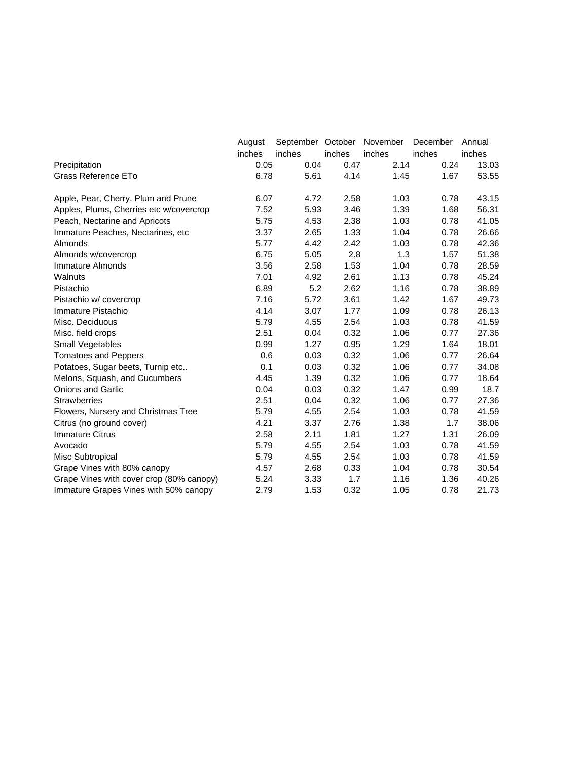| | August inches | September inches | October inches | November inches | December inches | Annual inches |
|---|---|---|---|---|---|---|
| Precipitation | 0.05 | 0.04 | 0.47 | 2.14 | 0.24 | 13.03 |
| Grass Reference ETo | 6.78 | 5.61 | 4.14 | 1.45 | 1.67 | 53.55 |
| | | | | | | |
| Apple, Pear, Cherry, Plum and Prune | 6.07 | 4.72 | 2.58 | 1.03 | 0.78 | 43.15 |
| Apples, Plums, Cherries etc w/covercrop | 7.52 | 5.93 | 3.46 | 1.39 | 1.68 | 56.31 |
| Peach, Nectarine and Apricots | 5.75 | 4.53 | 2.38 | 1.03 | 0.78 | 41.05 |
| Immature Peaches, Nectarines, etc | 3.37 | 2.65 | 1.33 | 1.04 | 0.78 | 26.66 |
| Almonds | 5.77 | 4.42 | 2.42 | 1.03 | 0.78 | 42.36 |
| Almonds w/covercrop | 6.75 | 5.05 | 2.8 | 1.3 | 1.57 | 51.38 |
| Immature Almonds | 3.56 | 2.58 | 1.53 | 1.04 | 0.78 | 28.59 |
| Walnuts | 7.01 | 4.92 | 2.61 | 1.13 | 0.78 | 45.24 |
| Pistachio | 6.89 | 5.2 | 2.62 | 1.16 | 0.78 | 38.89 |
| Pistachio w/ covercrop | 7.16 | 5.72 | 3.61 | 1.42 | 1.67 | 49.73 |
| Immature Pistachio | 4.14 | 3.07 | 1.77 | 1.09 | 0.78 | 26.13 |
| Misc. Deciduous | 5.79 | 4.55 | 2.54 | 1.03 | 0.78 | 41.59 |
| Misc. field crops | 2.51 | 0.04 | 0.32 | 1.06 | 0.77 | 27.36 |
| Small Vegetables | 0.99 | 1.27 | 0.95 | 1.29 | 1.64 | 18.01 |
| Tomatoes and Peppers | 0.6 | 0.03 | 0.32 | 1.06 | 0.77 | 26.64 |
| Potatoes, Sugar beets, Turnip etc.. | 0.1 | 0.03 | 0.32 | 1.06 | 0.77 | 34.08 |
| Melons, Squash, and Cucumbers | 4.45 | 1.39 | 0.32 | 1.06 | 0.77 | 18.64 |
| Onions and Garlic | 0.04 | 0.03 | 0.32 | 1.47 | 0.99 | 18.7 |
| Strawberries | 2.51 | 0.04 | 0.32 | 1.06 | 0.77 | 27.36 |
| Flowers, Nursery and Christmas Tree | 5.79 | 4.55 | 2.54 | 1.03 | 0.78 | 41.59 |
| Citrus (no ground cover) | 4.21 | 3.37 | 2.76 | 1.38 | 1.7 | 38.06 |
| Immature Citrus | 2.58 | 2.11 | 1.81 | 1.27 | 1.31 | 26.09 |
| Avocado | 5.79 | 4.55 | 2.54 | 1.03 | 0.78 | 41.59 |
| Misc Subtropical | 5.79 | 4.55 | 2.54 | 1.03 | 0.78 | 41.59 |
| Grape Vines with 80% canopy | 4.57 | 2.68 | 0.33 | 1.04 | 0.78 | 30.54 |
| Grape Vines with cover crop (80% canopy) | 5.24 | 3.33 | 1.7 | 1.16 | 1.36 | 40.26 |
| Immature Grapes Vines with 50% canopy | 2.79 | 1.53 | 0.32 | 1.05 | 0.78 | 21.73 |